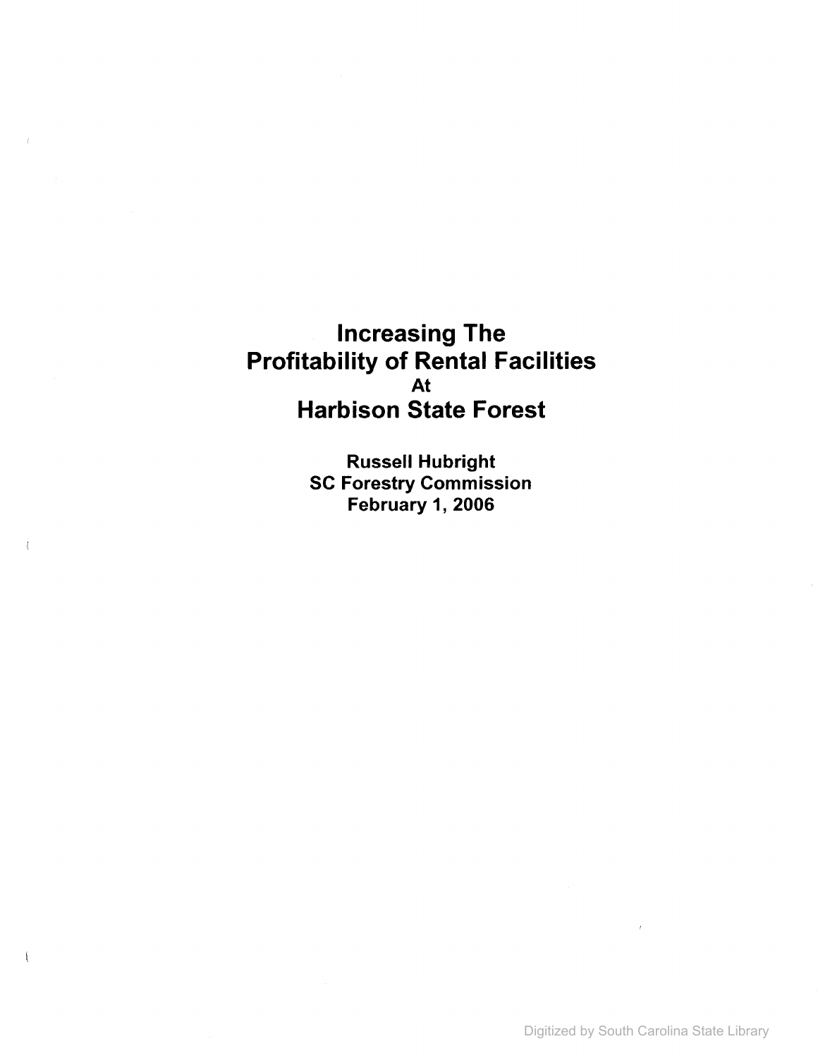# Increasing The Profitability of Rental Facilities At Harbison State Forest

**Russell Hubright**
**SC Forestry Commission**
**February 1, 2006**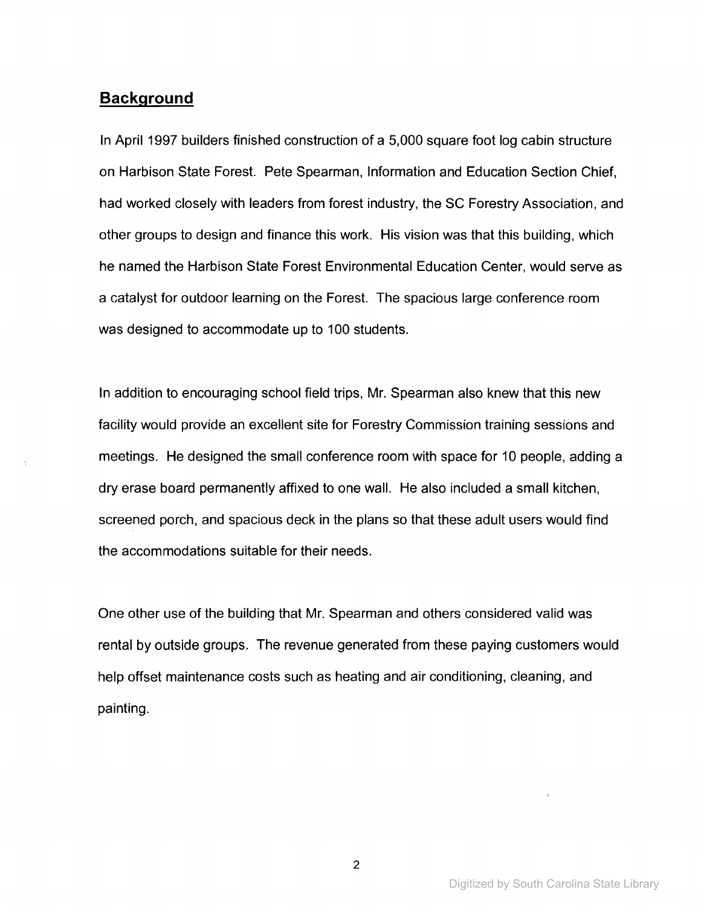## Background

In April 1997 builders finished construction of a 5,000 square foot log cabin structure on Harbison State Forest. Pete Spearman, Information and Education Section Chief, had worked closely with leaders from forest industry, the SC Forestry Association, and other groups to design and finance this work. His vision was that this building, which he named the Harbison State Forest Environmental Education Center, would serve as a catalyst for outdoor learning on the Forest. The spacious large conference room was designed to accommodate up to 100 students.

In addition to encouraging school field trips, Mr. Spearman also knew that this new facility would provide an excellent site for Forestry Commission training sessions and meetings. He designed the small conference room with space for 10 people, adding a dry erase board permanently affixed to one wall. He also included a small kitchen, screened porch, and spacious deck in the plans so that these adult users would find the accommodations suitable for their needs.

One other use of the building that Mr. Spearman and others considered valid was rental by outside groups. The revenue generated from these paying customers would help offset maintenance costs such as heating and air conditioning, cleaning, and painting.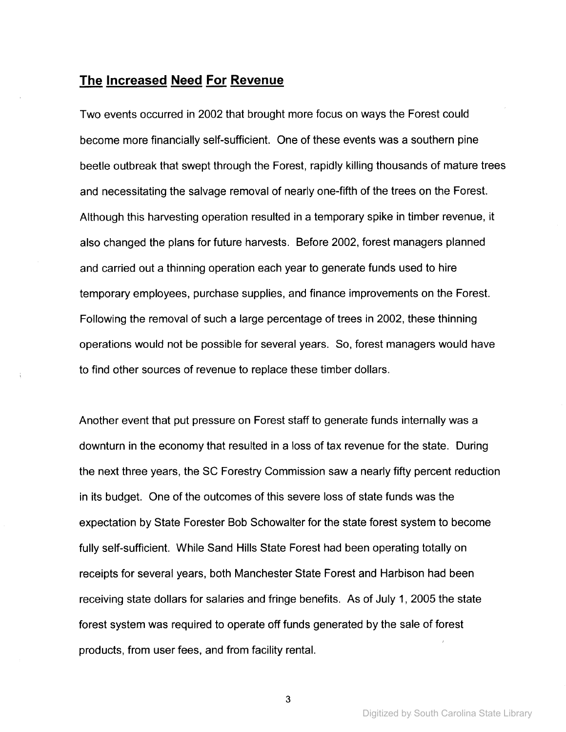## The Increased Need For Revenue

Two events occurred in 2002 that brought more focus on ways the Forest could become more financially self-sufficient. One of these events was a southern pine beetle outbreak that swept through the Forest, rapidly killing thousands of mature trees and necessitating the salvage removal of nearly one-fifth of the trees on the Forest. Although this harvesting operation resulted in a temporary spike in timber revenue, it also changed the plans for future harvests. Before 2002, forest managers planned and carried out a thinning operation each year to generate funds used to hire temporary employees, purchase supplies, and finance improvements on the Forest. Following the removal of such a large percentage of trees in 2002, these thinning operations would not be possible for several years. So, forest managers would have to find other sources of revenue to replace these timber dollars.

Another event that put pressure on Forest staff to generate funds internally was a downturn in the economy that resulted in a loss of tax revenue for the state. During the next three years, the SC Forestry Commission saw a nearly fifty percent reduction in its budget. One of the outcomes of this severe loss of state funds was the expectation by State Forester Bob Schowalter for the state forest system to become fully self-sufficient. While Sand Hills State Forest had been operating totally on receipts for several years, both Manchester State Forest and Harbison had been receiving state dollars for salaries and fringe benefits. As of July 1, 2005 the state forest system was required to operate off funds generated by the sale of forest products, from user fees, and from facility rental.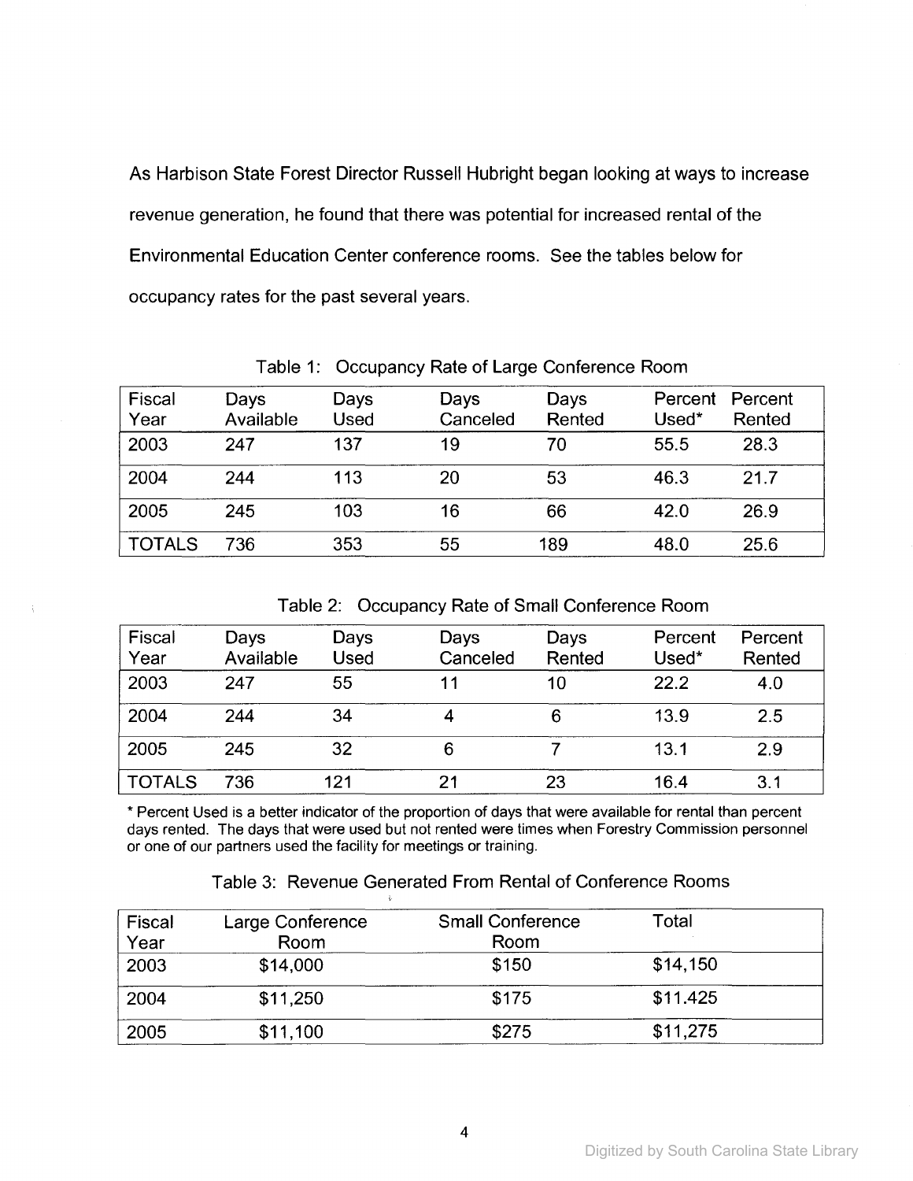As Harbison State Forest Director Russell Hubright began looking at ways to increase revenue generation, he found that there was potential for increased rental of the Environmental Education Center conference rooms. See the tables below for occupancy rates for the past several years.

Table 1: Occupancy Rate of Large Conference Room

| Fiscal Year | Days Available | Days Used | Days Canceled | Days Rented | Percent Used* | Percent Rented |
|---|---|---|---|---|---|---|
| 2003 | 247 | 137 | 19 | 70 | 55.5 | 28.3 |
| 2004 | 244 | 113 | 20 | 53 | 46.3 | 21.7 |
| 2005 | 245 | 103 | 16 | 66 | 42.0 | 26.9 |
| TOTALS | 736 | 353 | 55 | 189 | 48.0 | 25.6 |

Table 2: Occupancy Rate of Small Conference Room

| Fiscal Year | Days Available | Days Used | Days Canceled | Days Rented | Percent Used* | Percent Rented |
|---|---|---|---|---|---|---|
| 2003 | 247 | 55 | 11 | 10 | 22.2 | 4.0 |
| 2004 | 244 | 34 | 4 | 6 | 13.9 | 2.5 |
| 2005 | 245 | 32 | 6 | 7 | 13.1 | 2.9 |
| TOTALS | 736 | 121 | 21 | 23 | 16.4 | 3.1 |

* Percent Used is a better indicator of the proportion of days that were available for rental than percent days rented. The days that were used but not rented were times when Forestry Commission personnel or one of our partners used the facility for meetings or training.

Table 3: Revenue Generated From Rental of Conference Rooms

| Fiscal Year | Large Conference Room | Small Conference Room | Total |
|---|---|---|---|
| 2003 | $14,000 | $150 | $14,150 |
| 2004 | $11,250 | $175 | $11.425 |
| 2005 | $11,100 | $275 | $11,275 |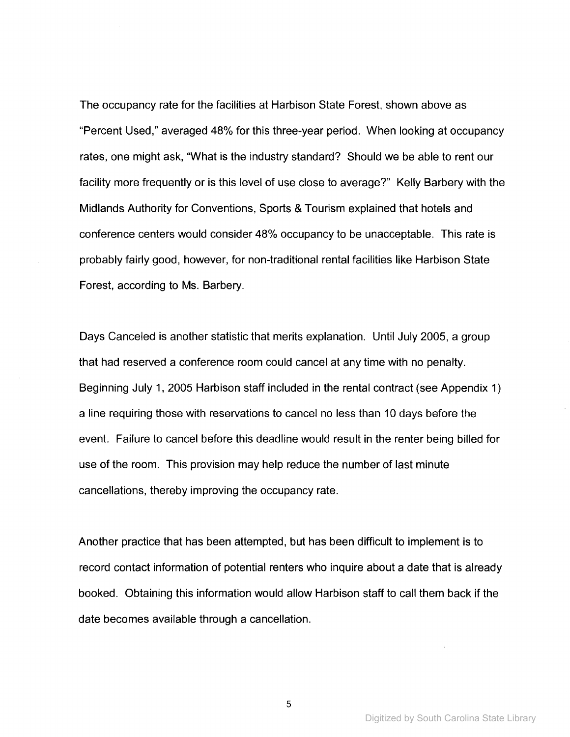The occupancy rate for the facilities at Harbison State Forest, shown above as "Percent Used," averaged 48% for this three-year period. When looking at occupancy rates, one might ask, "What is the industry standard? Should we be able to rent our facility more frequently or is this level of use close to average?" Kelly Barbery with the Midlands Authority for Conventions, Sports & Tourism explained that hotels and conference centers would consider 48% occupancy to be unacceptable. This rate is probably fairly good, however, for non-traditional rental facilities like Harbison State Forest, according to Ms. Barbery.

Days Canceled is another statistic that merits explanation. Until July 2005, a group that had reserved a conference room could cancel at any time with no penalty. Beginning July 1, 2005 Harbison staff included in the rental contract (see Appendix 1) a line requiring those with reservations to cancel no less than 10 days before the event. Failure to cancel before this deadline would result in the renter being billed for use of the room. This provision may help reduce the number of last minute cancellations, thereby improving the occupancy rate.

Another practice that has been attempted, but has been difficult to implement is to record contact information of potential renters who inquire about a date that is already booked. Obtaining this information would allow Harbison staff to call them back if the date becomes available through a cancellation.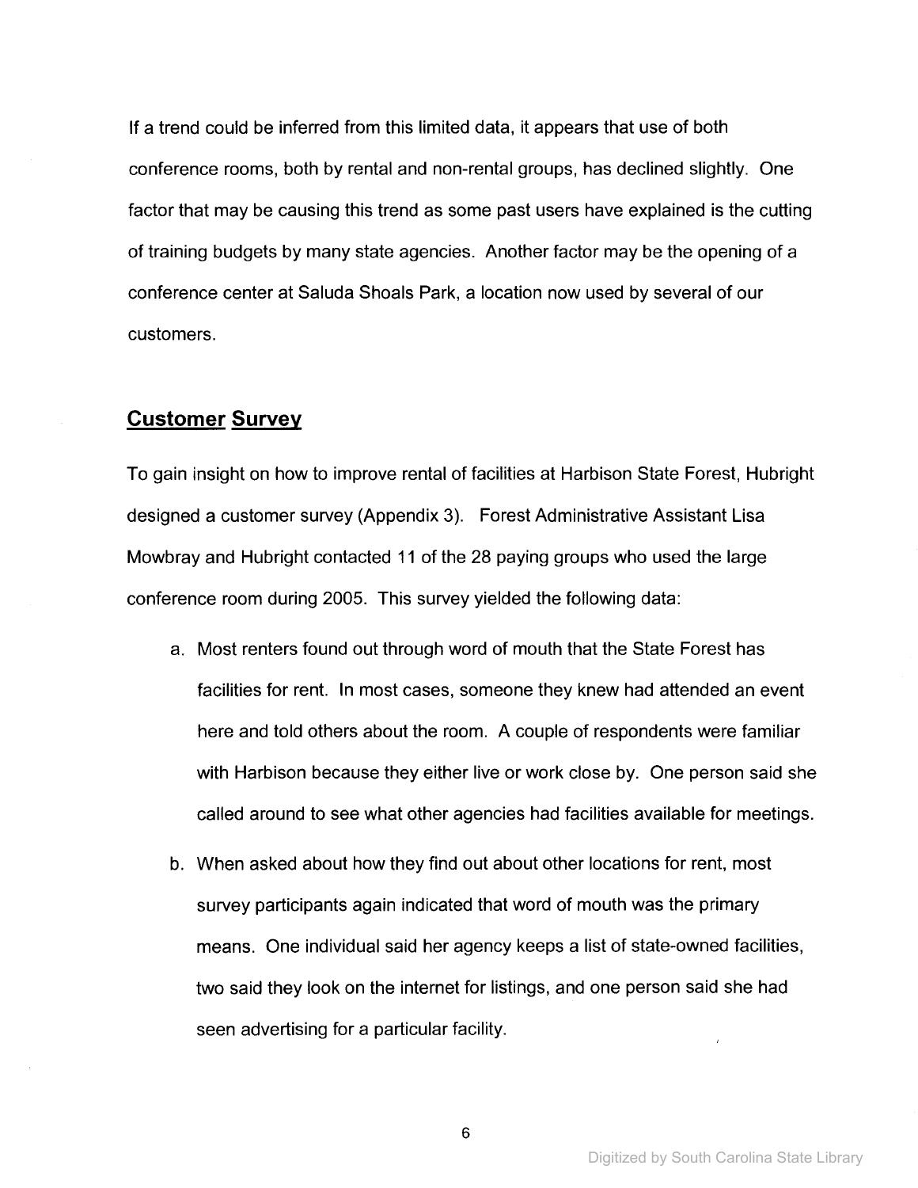If a trend could be inferred from this limited data, it appears that use of both conference rooms, both by rental and non-rental groups, has declined slightly. One factor that may be causing this trend as some past users have explained is the cutting of training budgets by many state agencies. Another factor may be the opening of a conference center at Saluda Shoals Park, a location now used by several of our customers.

## Customer Survey

To gain insight on how to improve rental of facilities at Harbison State Forest, Hubright designed a customer survey (Appendix 3). Forest Administrative Assistant Lisa Mowbray and Hubright contacted 11 of the 28 paying groups who used the large conference room during 2005. This survey yielded the following data:

a. Most renters found out through word of mouth that the State Forest has facilities for rent. In most cases, someone they knew had attended an event here and told others about the room. A couple of respondents were familiar with Harbison because they either live or work close by. One person said she called around to see what other agencies had facilities available for meetings.

b. When asked about how they find out about other locations for rent, most survey participants again indicated that word of mouth was the primary means. One individual said her agency keeps a list of state-owned facilities, two said they look on the internet for listings, and one person said she had seen advertising for a particular facility.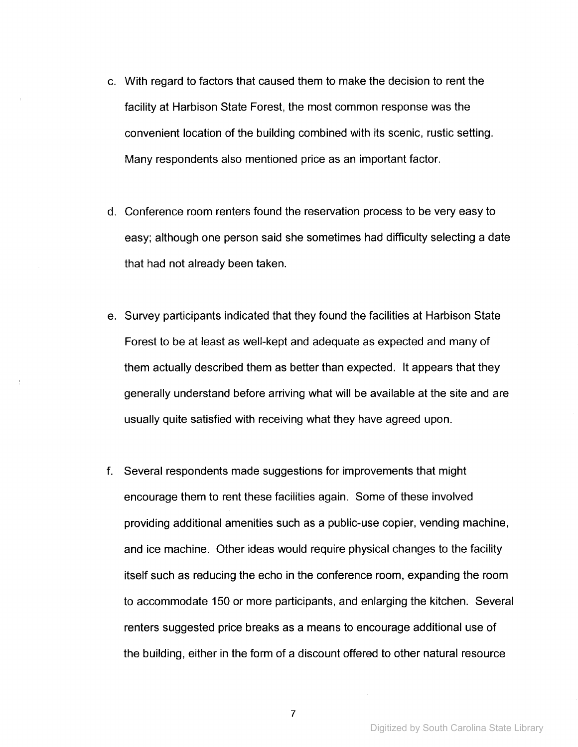c. With regard to factors that caused them to make the decision to rent the facility at Harbison State Forest, the most common response was the convenient location of the building combined with its scenic, rustic setting. Many respondents also mentioned price as an important factor.

d. Conference room renters found the reservation process to be very easy to easy; although one person said she sometimes had difficulty selecting a date that had not already been taken.

e. Survey participants indicated that they found the facilities at Harbison State Forest to be at least as well-kept and adequate as expected and many of them actually described them as better than expected. It appears that they generally understand before arriving what will be available at the site and are usually quite satisfied with receiving what they have agreed upon.

f. Several respondents made suggestions for improvements that might encourage them to rent these facilities again. Some of these involved providing additional amenities such as a public-use copier, vending machine, and ice machine. Other ideas would require physical changes to the facility itself such as reducing the echo in the conference room, expanding the room to accommodate 150 or more participants, and enlarging the kitchen. Several renters suggested price breaks as a means to encourage additional use of the building, either in the form of a discount offered to other natural resource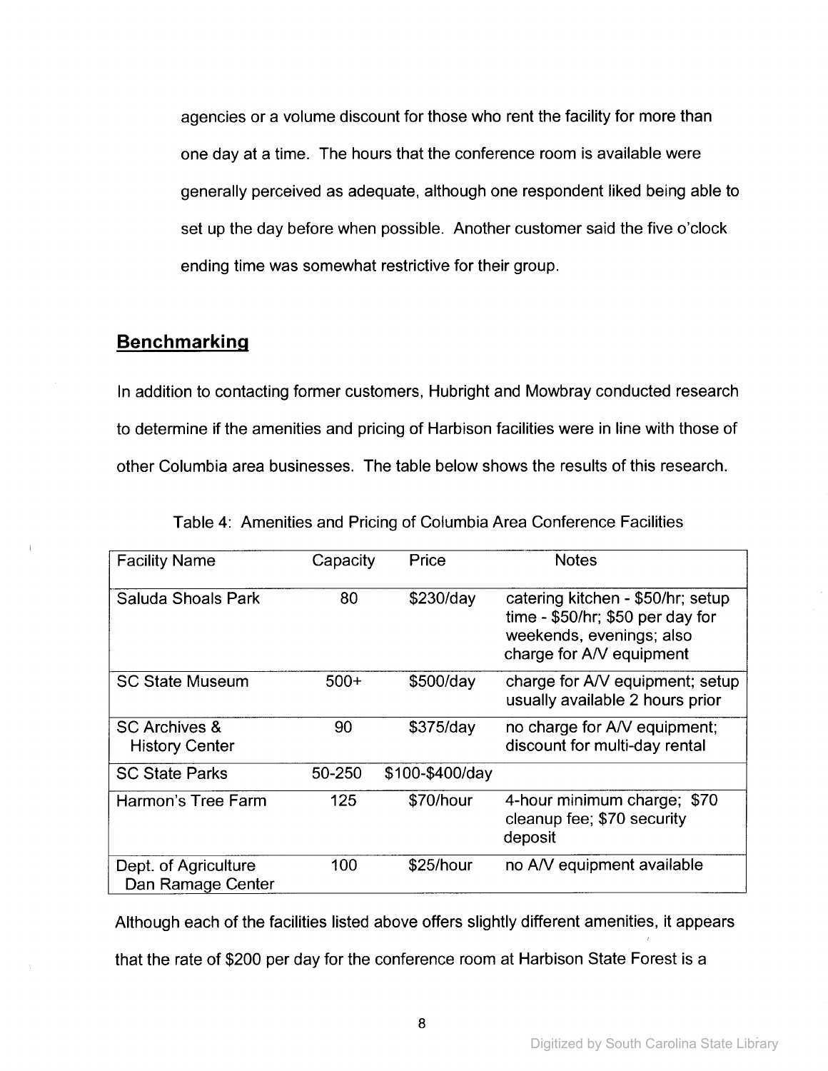agencies or a volume discount for those who rent the facility for more than one day at a time. The hours that the conference room is available were generally perceived as adequate, although one respondent liked being able to set up the day before when possible. Another customer said the five o'clock ending time was somewhat restrictive for their group.

## Benchmarking

In addition to contacting former customers, Hubright and Mowbray conducted research to determine if the amenities and pricing of Harbison facilities were in line with those of other Columbia area businesses. The table below shows the results of this research.

Table 4: Amenities and Pricing of Columbia Area Conference Facilities

| Facility Name | Capacity | Price | Notes |
|---|---|---|---|
| Saluda Shoals Park | 80 | $230/day | catering kitchen - $50/hr; setup time - $50/hr; $50 per day for weekends, evenings; also charge for A/V equipment |
| SC State Museum | 500+ | $500/day | charge for A/V equipment; setup usually available 2 hours prior |
| SC Archives & History Center | 90 | $375/day | no charge for A/V equipment; discount for multi-day rental |
| SC State Parks | 50-250 | $100-$400/day | |
| Harmon's Tree Farm | 125 | $70/hour | 4-hour minimum charge; $70 cleanup fee; $70 security deposit |
| Dept. of Agriculture Dan Ramage Center | 100 | $25/hour | no A/V equipment available |

Although each of the facilities listed above offers slightly different amenities, it appears that the rate of $200 per day for the conference room at Harbison State Forest is a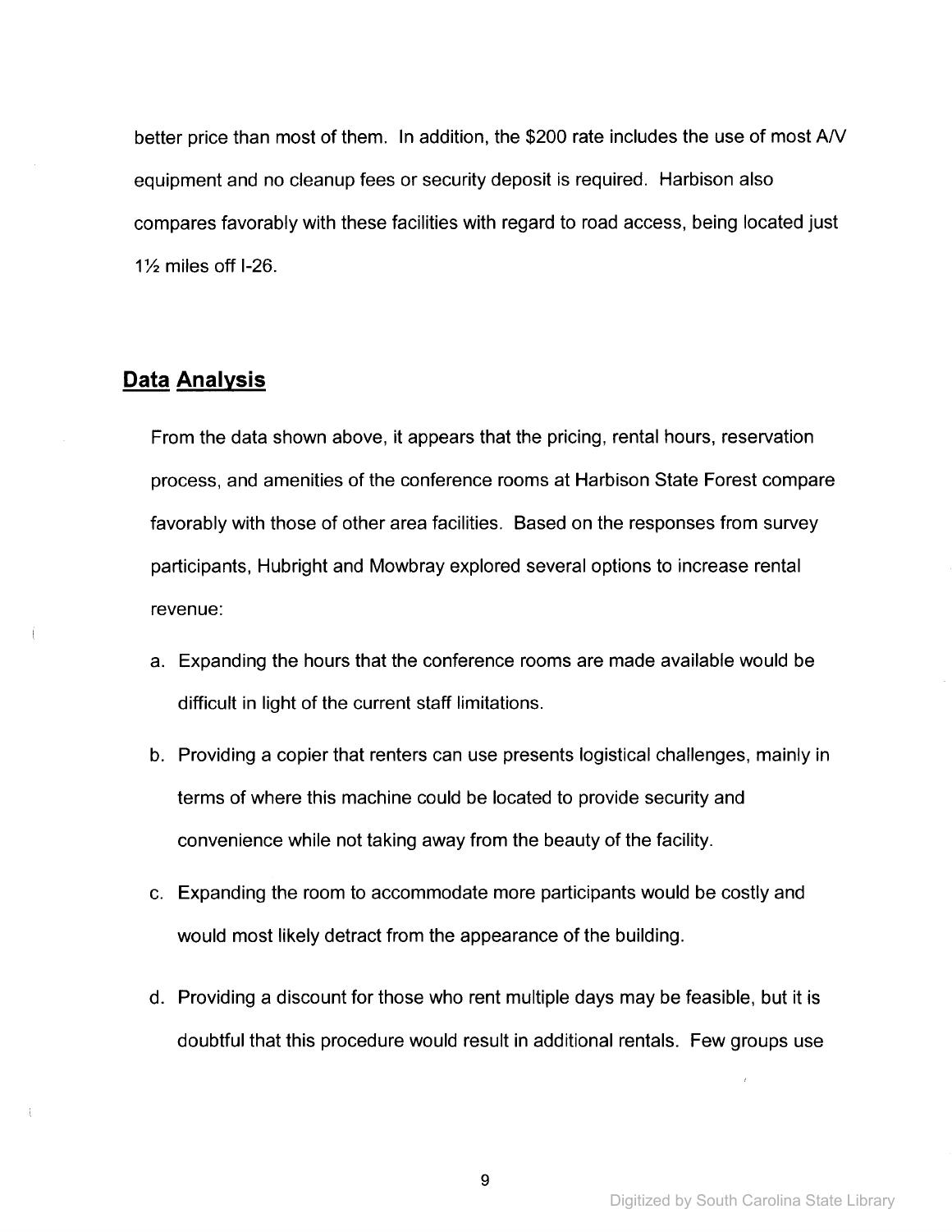better price than most of them. In addition, the $200 rate includes the use of most A/V equipment and no cleanup fees or security deposit is required. Harbison also compares favorably with these facilities with regard to road access, being located just 1½ miles off I-26.

## Data Analysis

From the data shown above, it appears that the pricing, rental hours, reservation process, and amenities of the conference rooms at Harbison State Forest compare favorably with those of other area facilities. Based on the responses from survey participants, Hubright and Mowbray explored several options to increase rental revenue:

a. Expanding the hours that the conference rooms are made available would be difficult in light of the current staff limitations.

b. Providing a copier that renters can use presents logistical challenges, mainly in terms of where this machine could be located to provide security and convenience while not taking away from the beauty of the facility.

c. Expanding the room to accommodate more participants would be costly and would most likely detract from the appearance of the building.

d. Providing a discount for those who rent multiple days may be feasible, but it is doubtful that this procedure would result in additional rentals. Few groups use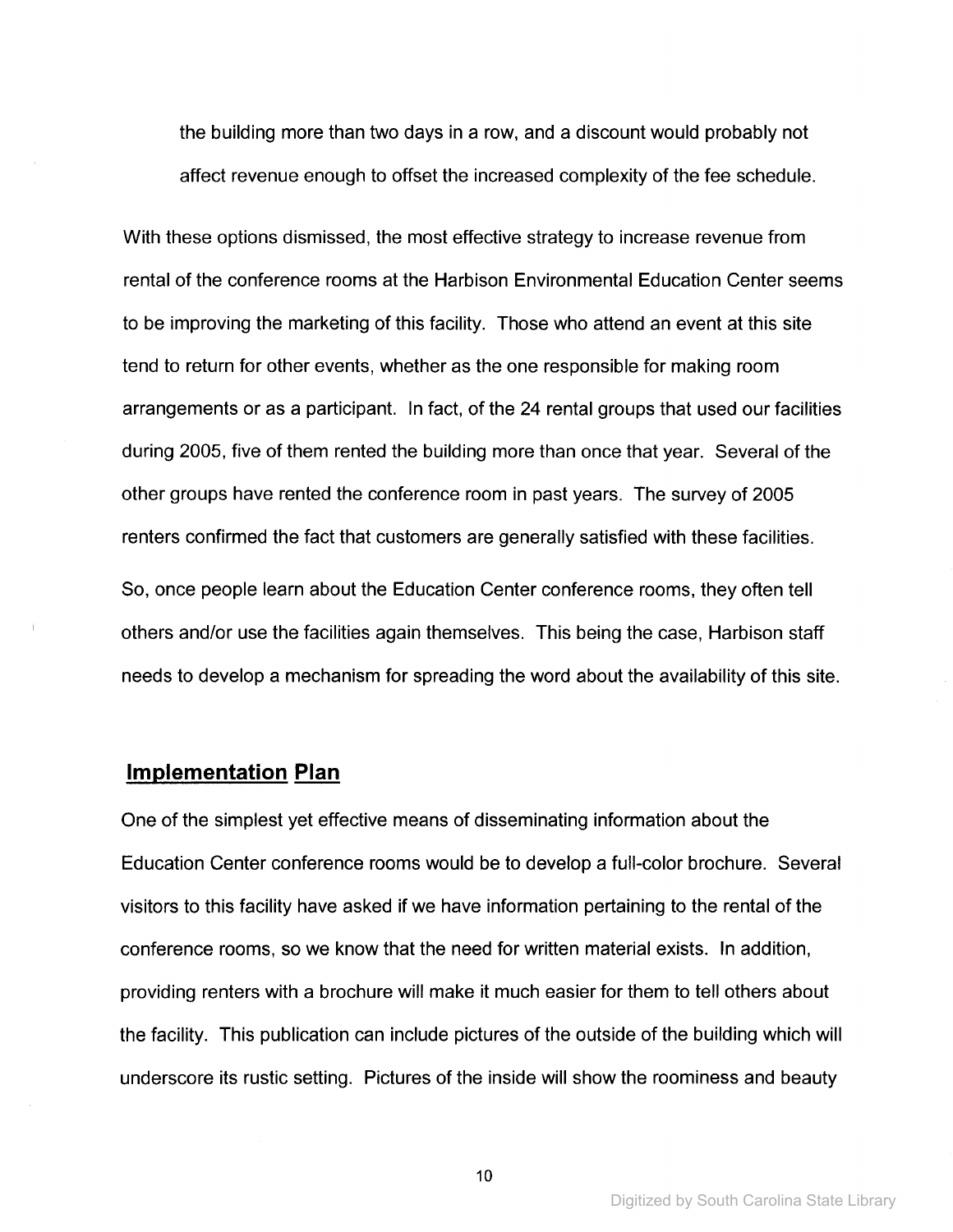the building more than two days in a row, and a discount would probably not affect revenue enough to offset the increased complexity of the fee schedule.

With these options dismissed, the most effective strategy to increase revenue from rental of the conference rooms at the Harbison Environmental Education Center seems to be improving the marketing of this facility. Those who attend an event at this site tend to return for other events, whether as the one responsible for making room arrangements or as a participant. In fact, of the 24 rental groups that used our facilities during 2005, five of them rented the building more than once that year. Several of the other groups have rented the conference room in past years. The survey of 2005 renters confirmed the fact that customers are generally satisfied with these facilities. So, once people learn about the Education Center conference rooms, they often tell others and/or use the facilities again themselves. This being the case, Harbison staff needs to develop a mechanism for spreading the word about the availability of this site.

## Implementation Plan

One of the simplest yet effective means of disseminating information about the Education Center conference rooms would be to develop a full-color brochure. Several visitors to this facility have asked if we have information pertaining to the rental of the conference rooms, so we know that the need for written material exists. In addition, providing renters with a brochure will make it much easier for them to tell others about the facility. This publication can include pictures of the outside of the building which will underscore its rustic setting. Pictures of the inside will show the roominess and beauty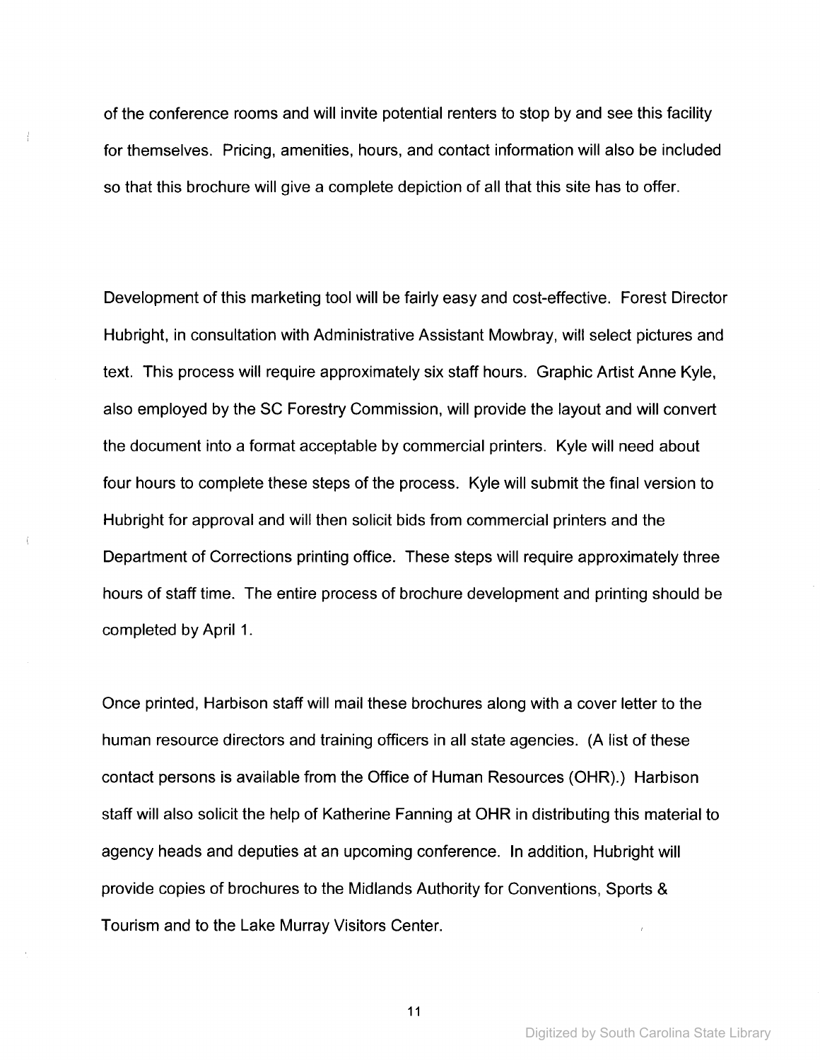of the conference rooms and will invite potential renters to stop by and see this facility for themselves. Pricing, amenities, hours, and contact information will also be included so that this brochure will give a complete depiction of all that this site has to offer.

Development of this marketing tool will be fairly easy and cost-effective. Forest Director Hubright, in consultation with Administrative Assistant Mowbray, will select pictures and text. This process will require approximately six staff hours. Graphic Artist Anne Kyle, also employed by the SC Forestry Commission, will provide the layout and will convert the document into a format acceptable by commercial printers. Kyle will need about four hours to complete these steps of the process. Kyle will submit the final version to Hubright for approval and will then solicit bids from commercial printers and the Department of Corrections printing office. These steps will require approximately three hours of staff time. The entire process of brochure development and printing should be completed by April 1.

Once printed, Harbison staff will mail these brochures along with a cover letter to the human resource directors and training officers in all state agencies. (A list of these contact persons is available from the Office of Human Resources (OHR).) Harbison staff will also solicit the help of Katherine Fanning at OHR in distributing this material to agency heads and deputies at an upcoming conference. In addition, Hubright will provide copies of brochures to the Midlands Authority for Conventions, Sports & Tourism and to the Lake Murray Visitors Center.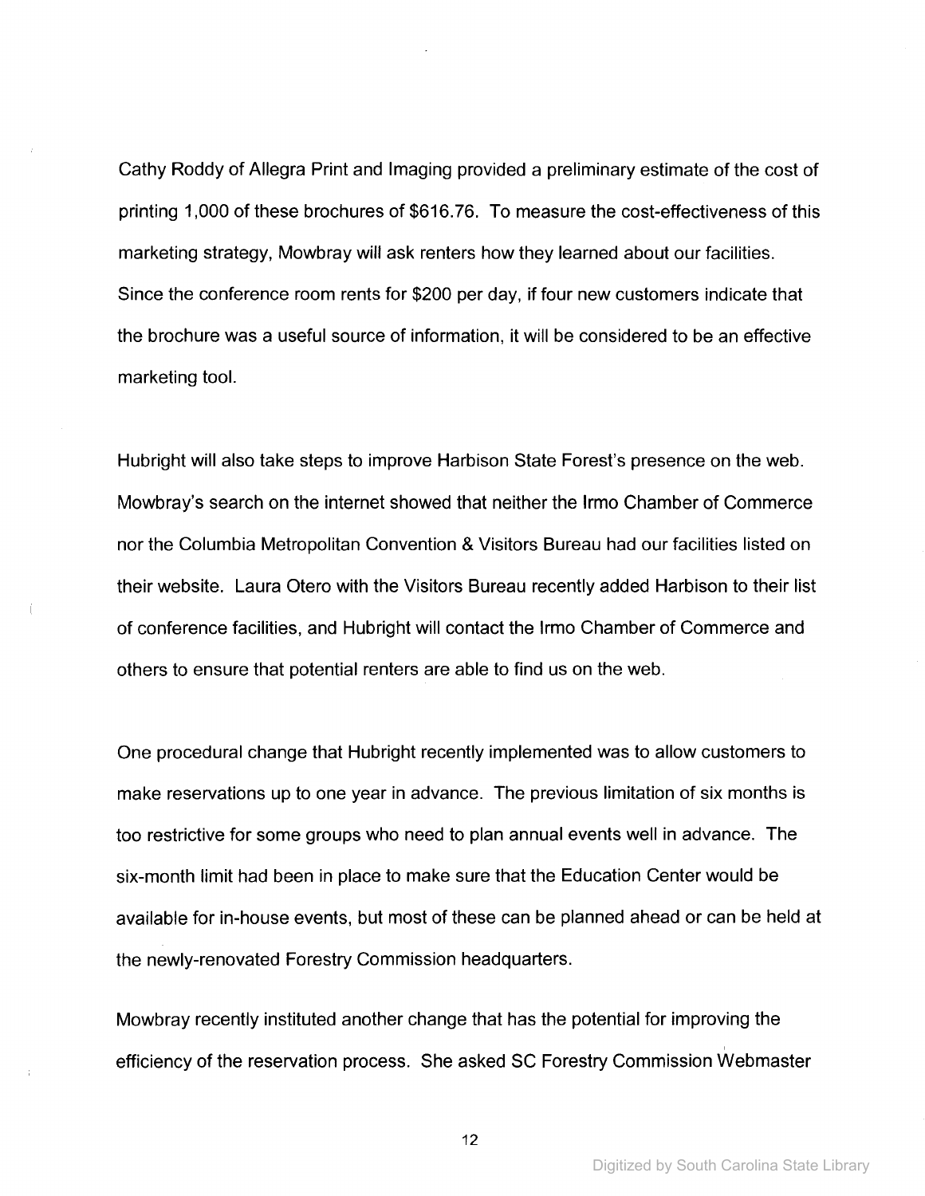Cathy Roddy of Allegra Print and Imaging provided a preliminary estimate of the cost of printing 1,000 of these brochures of $616.76. To measure the cost-effectiveness of this marketing strategy, Mowbray will ask renters how they learned about our facilities. Since the conference room rents for $200 per day, if four new customers indicate that the brochure was a useful source of information, it will be considered to be an effective marketing tool.

Hubright will also take steps to improve Harbison State Forest's presence on the web. Mowbray's search on the internet showed that neither the Irmo Chamber of Commerce nor the Columbia Metropolitan Convention & Visitors Bureau had our facilities listed on their website. Laura Otero with the Visitors Bureau recently added Harbison to their list of conference facilities, and Hubright will contact the Irmo Chamber of Commerce and others to ensure that potential renters are able to find us on the web.

One procedural change that Hubright recently implemented was to allow customers to make reservations up to one year in advance. The previous limitation of six months is too restrictive for some groups who need to plan annual events well in advance. The six-month limit had been in place to make sure that the Education Center would be available for in-house events, but most of these can be planned ahead or can be held at the newly-renovated Forestry Commission headquarters.

Mowbray recently instituted another change that has the potential for improving the efficiency of the reservation process. She asked SC Forestry Commission Webmaster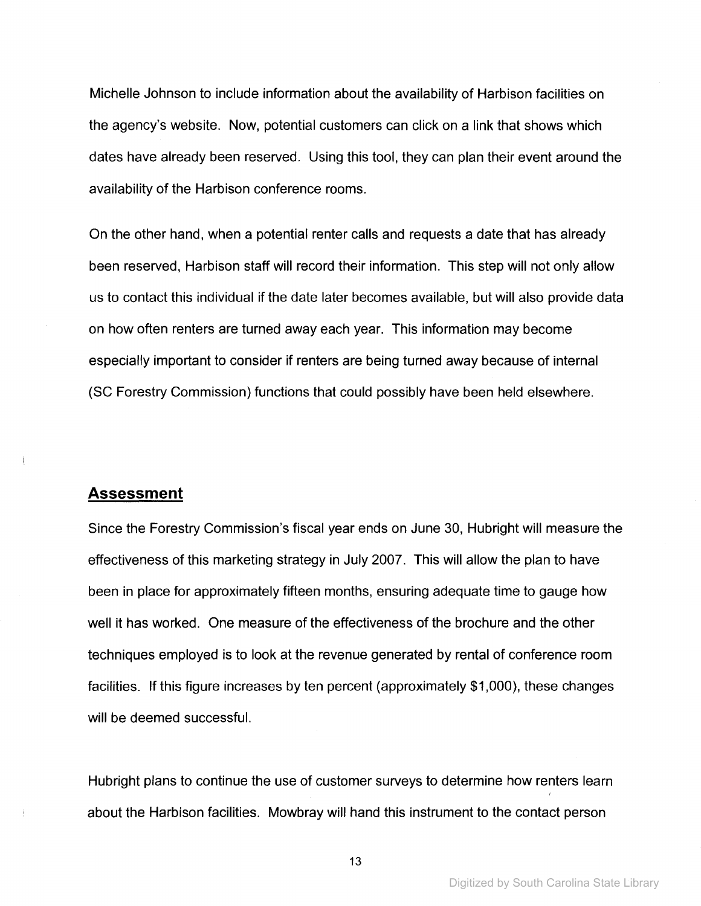Michelle Johnson to include information about the availability of Harbison facilities on the agency's website. Now, potential customers can click on a link that shows which dates have already been reserved. Using this tool, they can plan their event around the availability of the Harbison conference rooms.

On the other hand, when a potential renter calls and requests a date that has already been reserved, Harbison staff will record their information. This step will not only allow us to contact this individual if the date later becomes available, but will also provide data on how often renters are turned away each year. This information may become especially important to consider if renters are being turned away because of internal (SC Forestry Commission) functions that could possibly have been held elsewhere.

## Assessment

Since the Forestry Commission's fiscal year ends on June 30, Hubright will measure the effectiveness of this marketing strategy in July 2007. This will allow the plan to have been in place for approximately fifteen months, ensuring adequate time to gauge how well it has worked. One measure of the effectiveness of the brochure and the other techniques employed is to look at the revenue generated by rental of conference room facilities. If this figure increases by ten percent (approximately $1,000), these changes will be deemed successful.

Hubright plans to continue the use of customer surveys to determine how renters learn about the Harbison facilities. Mowbray will hand this instrument to the contact person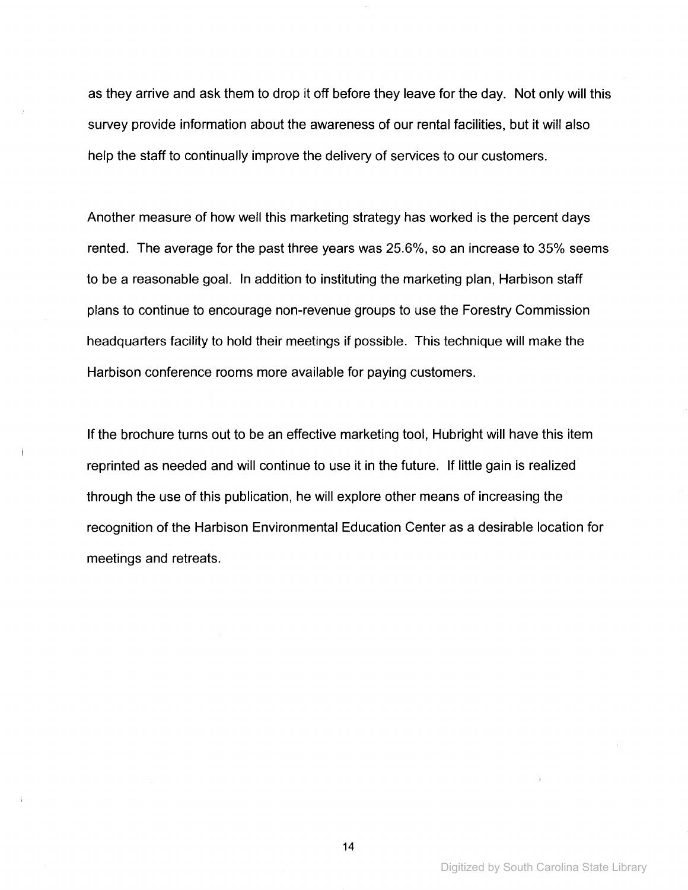as they arrive and ask them to drop it off before they leave for the day. Not only will this survey provide information about the awareness of our rental facilities, but it will also help the staff to continually improve the delivery of services to our customers.

Another measure of how well this marketing strategy has worked is the percent days rented. The average for the past three years was 25.6%, so an increase to 35% seems to be a reasonable goal. In addition to instituting the marketing plan, Harbison staff plans to continue to encourage non-revenue groups to use the Forestry Commission headquarters facility to hold their meetings if possible. This technique will make the Harbison conference rooms more available for paying customers.

If the brochure turns out to be an effective marketing tool, Hubright will have this item reprinted as needed and will continue to use it in the future. If little gain is realized through the use of this publication, he will explore other means of increasing the recognition of the Harbison Environmental Education Center as a desirable location for meetings and retreats.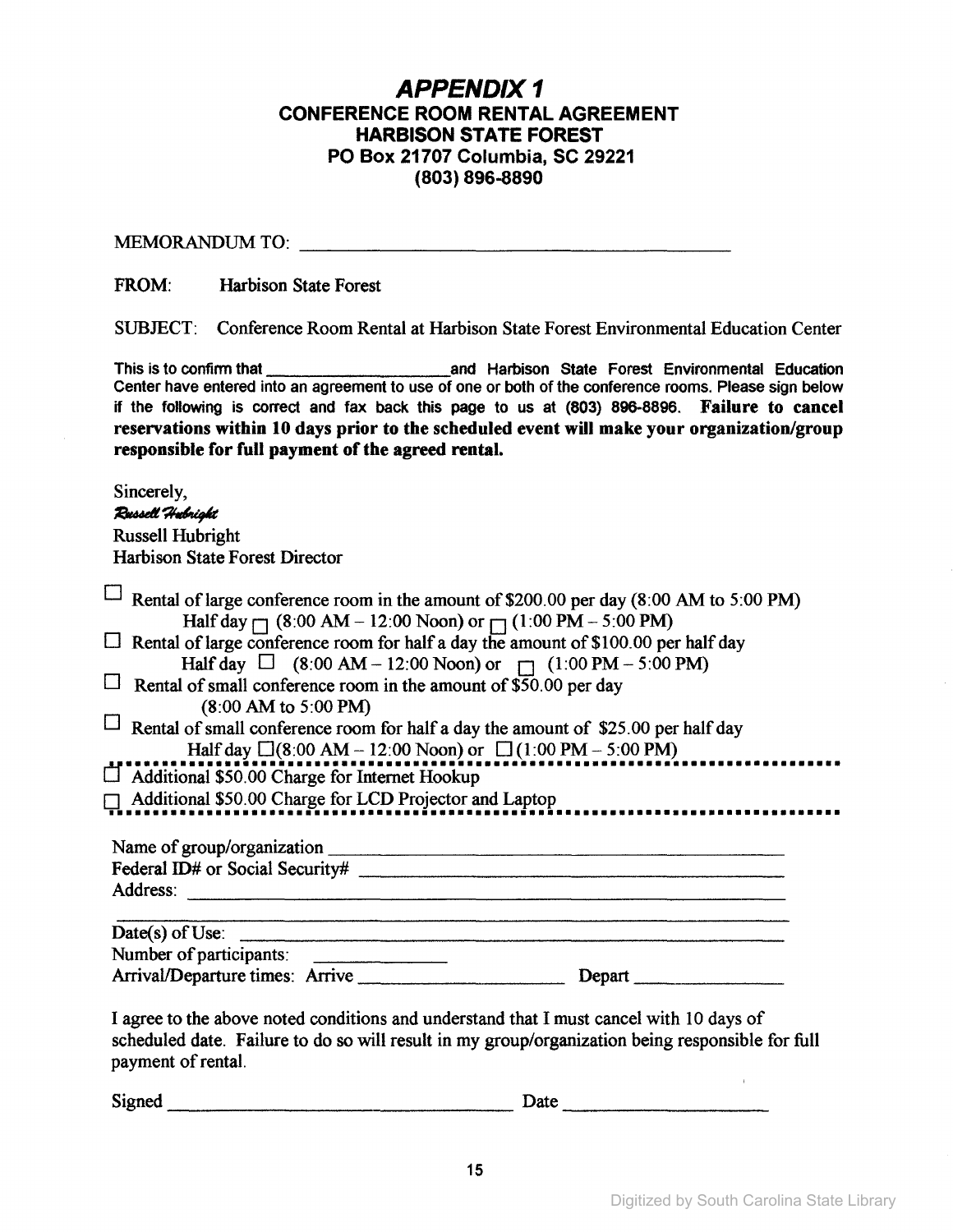# *APPENDIX 1*

## CONFERENCE ROOM RENTAL AGREEMENT
## HARBISON STATE FOREST
## PO Box 21707 Columbia, SC 29221
## (803) 896-8890

MEMORANDUM TO: ______________________________________________

FROM: Harbison State Forest

SUBJECT: Conference Room Rental at Harbison State Forest Environmental Education Center

This is to confirm that ____________________ and Harbison State Forest Environmental Education Center have entered into an agreement to use of one or both of the conference rooms. Please sign below if the following is correct and fax back this page to us at (803) 896-8896. **Failure to cancel reservations within 10 days prior to the scheduled event will make your organization/group responsible for full payment of the agreed rental.**

Sincerely,

*Russell Hubright*

Russell Hubright
Harbison State Forest Director

☐ Rental of large conference room in the amount of $200.00 per day (8:00 AM to 5:00 PM)
Half day ☐ (8:00 AM – 12:00 Noon) or ☐ (1:00 PM – 5:00 PM)

☐ Rental of large conference room for half a day the amount of $100.00 per half day
Half day ☐ (8:00 AM – 12:00 Noon) or ☐ (1:00 PM – 5:00 PM)

☐ Rental of small conference room in the amount of $50.00 per day
(8:00 AM to 5:00 PM)

☐ Rental of small conference room for half a day the amount of $25.00 per half day
Half day ☐(8:00 AM – 12:00 Noon) or ☐(1:00 PM – 5:00 PM)

---

☐ Additional $50.00 Charge for Internet Hookup

☐ Additional $50.00 Charge for LCD Projector and Laptop

---

Name of group/organization ______________________________________________

Federal ID# or Social Security# ______________________________________________

Address: ______________________________________________

______________________________________________

Date(s) of Use: ______________________________________________

Number of participants: ______________

Arrival/Departure times: Arrive ______________________ Depart ________________

I agree to the above noted conditions and understand that I must cancel with 10 days of scheduled date. Failure to do so will result in my group/organization being responsible for full payment of rental.

Signed ______________________________________ Date ______________________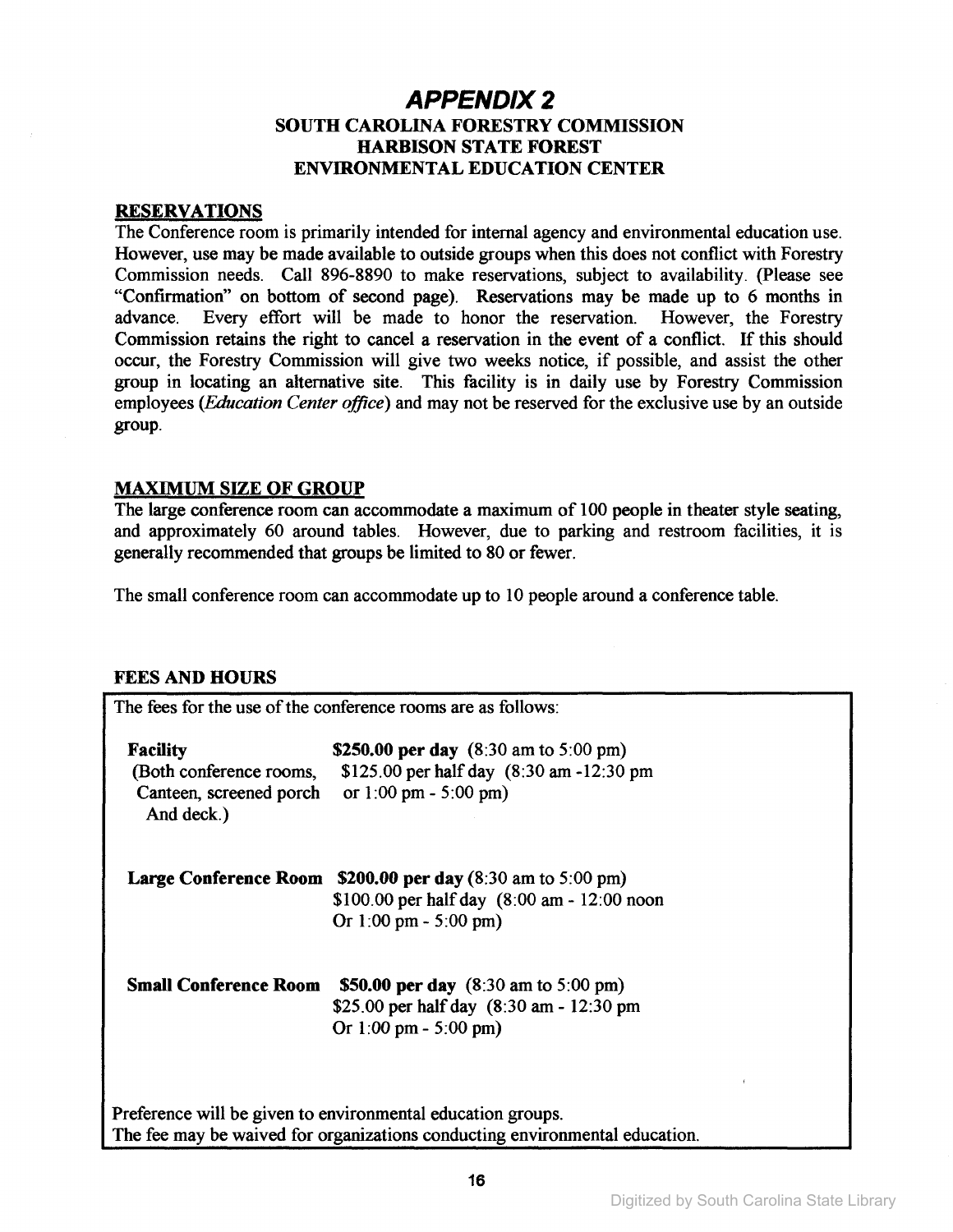# APPENDIX 2

## SOUTH CAROLINA FORESTRY COMMISSION
## HARBISON STATE FOREST
## ENVIRONMENTAL EDUCATION CENTER

### RESERVATIONS

The Conference room is primarily intended for internal agency and environmental education use. However, use may be made available to outside groups when this does not conflict with Forestry Commission needs. Call 896-8890 to make reservations, subject to availability. (Please see "Confirmation" on bottom of second page). Reservations may be made up to 6 months in advance. Every effort will be made to honor the reservation. However, the Forestry Commission retains the right to cancel a reservation in the event of a conflict. If this should occur, the Forestry Commission will give two weeks notice, if possible, and assist the other group in locating an alternative site. This facility is in daily use by Forestry Commission employees (*Education Center office*) and may not be reserved for the exclusive use by an outside group.

### MAXIMUM SIZE OF GROUP

The large conference room can accommodate a maximum of 100 people in theater style seating, and approximately 60 around tables. However, due to parking and restroom facilities, it is generally recommended that groups be limited to 80 or fewer.

The small conference room can accommodate up to 10 people around a conference table.

### FEES AND HOURS

The fees for the use of the conference rooms are as follows:

| | |
|---|---|
| **Facility** (Both conference rooms, Canteen, screened porch And deck.) | **$250.00 per day** (8:30 am to 5:00 pm)<br>$125.00 per half day (8:30 am -12:30 pm or 1:00 pm - 5:00 pm) |
| **Large Conference Room** | **$200.00 per day** (8:30 am to 5:00 pm)<br>$100.00 per half day (8:00 am - 12:00 noon Or 1:00 pm - 5:00 pm) |
| **Small Conference Room** | **$50.00 per day** (8:30 am to 5:00 pm)<br>$25.00 per half day (8:30 am - 12:30 pm Or 1:00 pm - 5:00 pm) |

Preference will be given to environmental education groups.
The fee may be waived for organizations conducting environmental education.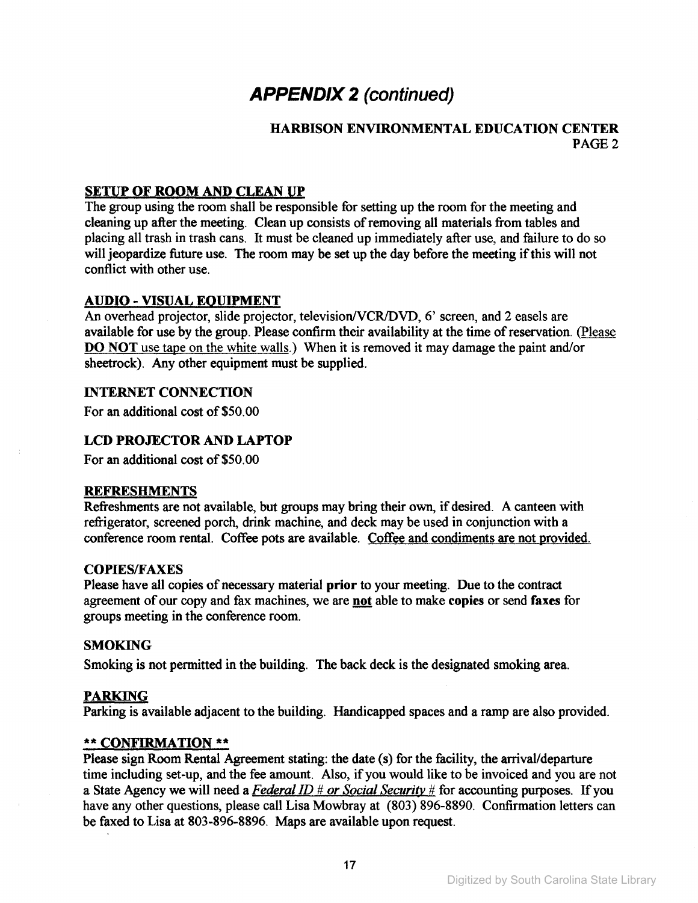# *APPENDIX 2 (continued)*

**HARBISON ENVIRONMENTAL EDUCATION CENTER**
**PAGE 2**

**SETUP OF ROOM AND CLEAN UP**

The group using the room shall be responsible for setting up the room for the meeting and cleaning up after the meeting. Clean up consists of removing all materials from tables and placing all trash in trash cans. It must be cleaned up immediately after use, and failure to do so will jeopardize future use. The room may be set up the day before the meeting if this will not conflict with other use.

**AUDIO - VISUAL EQUIPMENT**

An overhead projector, slide projector, television/VCR/DVD, 6' screen, and 2 easels are available for use by the group. Please confirm their availability at the time of reservation. (Please **DO NOT** use tape on the white walls.) When it is removed it may damage the paint and/or sheetrock). Any other equipment must be supplied.

**INTERNET CONNECTION**

For an additional cost of $50.00

**LCD PROJECTOR AND LAPTOP**

For an additional cost of $50.00

**REFRESHMENTS**

Refreshments are not available, but groups may bring their own, if desired. A canteen with refrigerator, screened porch, drink machine, and deck may be used in conjunction with a conference room rental. Coffee pots are available. Coffee and condiments are not provided.

**COPIES/FAXES**

Please have all copies of necessary material **prior** to your meeting. Due to the contract agreement of our copy and fax machines, we are **not** able to make **copies** or send **faxes** for groups meeting in the conference room.

**SMOKING**

Smoking is not permitted in the building. The back deck is the designated smoking area.

**PARKING**

Parking is available adjacent to the building. Handicapped spaces and a ramp are also provided.

**\*\* CONFIRMATION \*\***

Please sign Room Rental Agreement stating: the date (s) for the facility, the arrival/departure time including set-up, and the fee amount. Also, if you would like to be invoiced and you are not a State Agency we will need a *Federal ID # or Social Security #* for accounting purposes. If you have any other questions, please call Lisa Mowbray at (803) 896-8890. Confirmation letters can be faxed to Lisa at 803-896-8896. Maps are available upon request.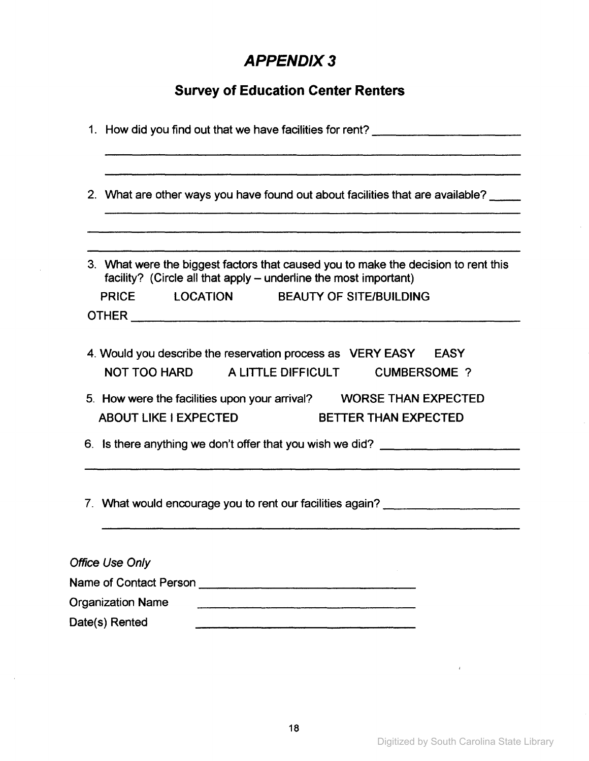# *APPENDIX 3*

## Survey of Education Center Renters

1. How did you find out that we have facilities for rent? ______________________

______________________________________________________________________

______________________________________________________________________

2. What are other ways you have found out about facilities that are available? _____

______________________________________________________________________

______________________________________________________________________

______________________________________________________________________

3. What were the biggest factors that caused you to make the decision to rent this facility? (Circle all that apply – underline the most important)

PRICE LOCATION BEAUTY OF SITE/BUILDING

OTHER _________________________________________________________________

4. Would you describe the reservation process as VERY EASY EASY NOT TOO HARD A LITTLE DIFFICULT CUMBERSOME ?

5. How were the facilities upon your arrival? WORSE THAN EXPECTED ABOUT LIKE I EXPECTED BETTER THAN EXPECTED

6. Is there anything we don't offer that you wish we did? _____________________

______________________________________________________________________

7. What would encourage you to rent our facilities again? _____________________

______________________________________________________________________

*Office Use Only*

Name of Contact Person ________________________________

Organization Name ________________________________

Date(s) Rented ________________________________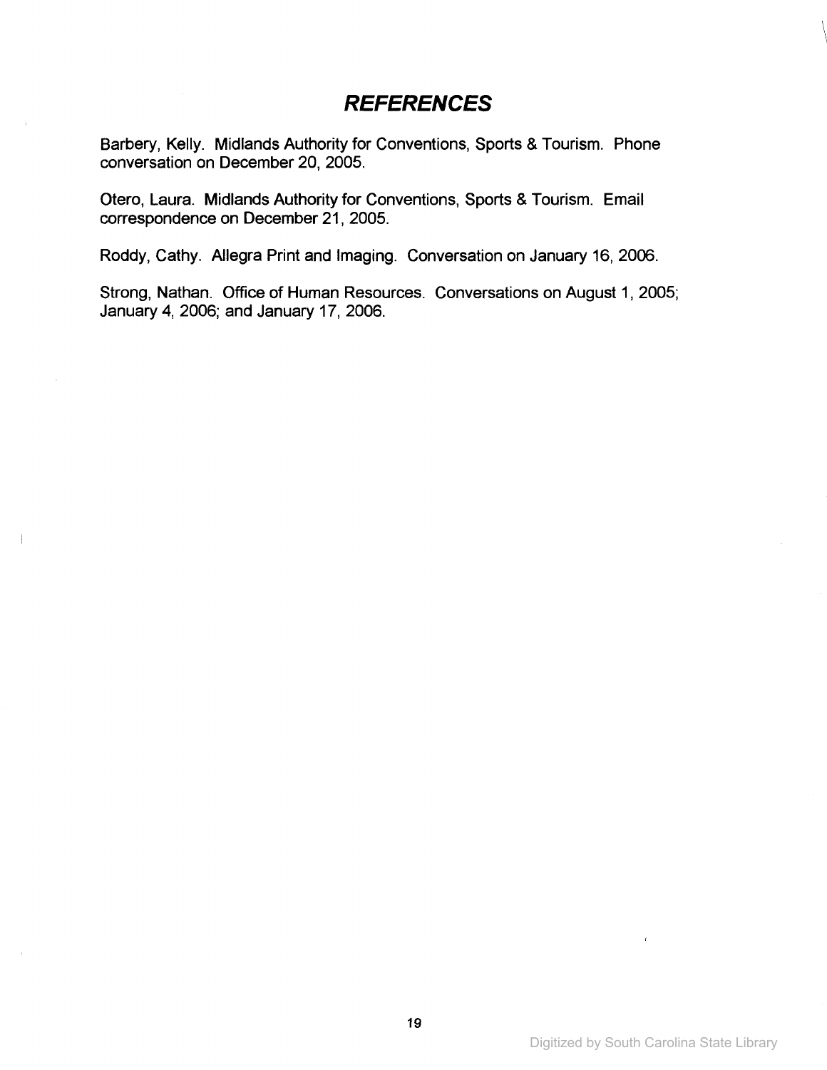# *REFERENCES*

Barbery, Kelly. Midlands Authority for Conventions, Sports & Tourism. Phone conversation on December 20, 2005.

Otero, Laura. Midlands Authority for Conventions, Sports & Tourism. Email correspondence on December 21, 2005.

Roddy, Cathy. Allegra Print and Imaging. Conversation on January 16, 2006.

Strong, Nathan. Office of Human Resources. Conversations on August 1, 2005; January 4, 2006; and January 17, 2006.